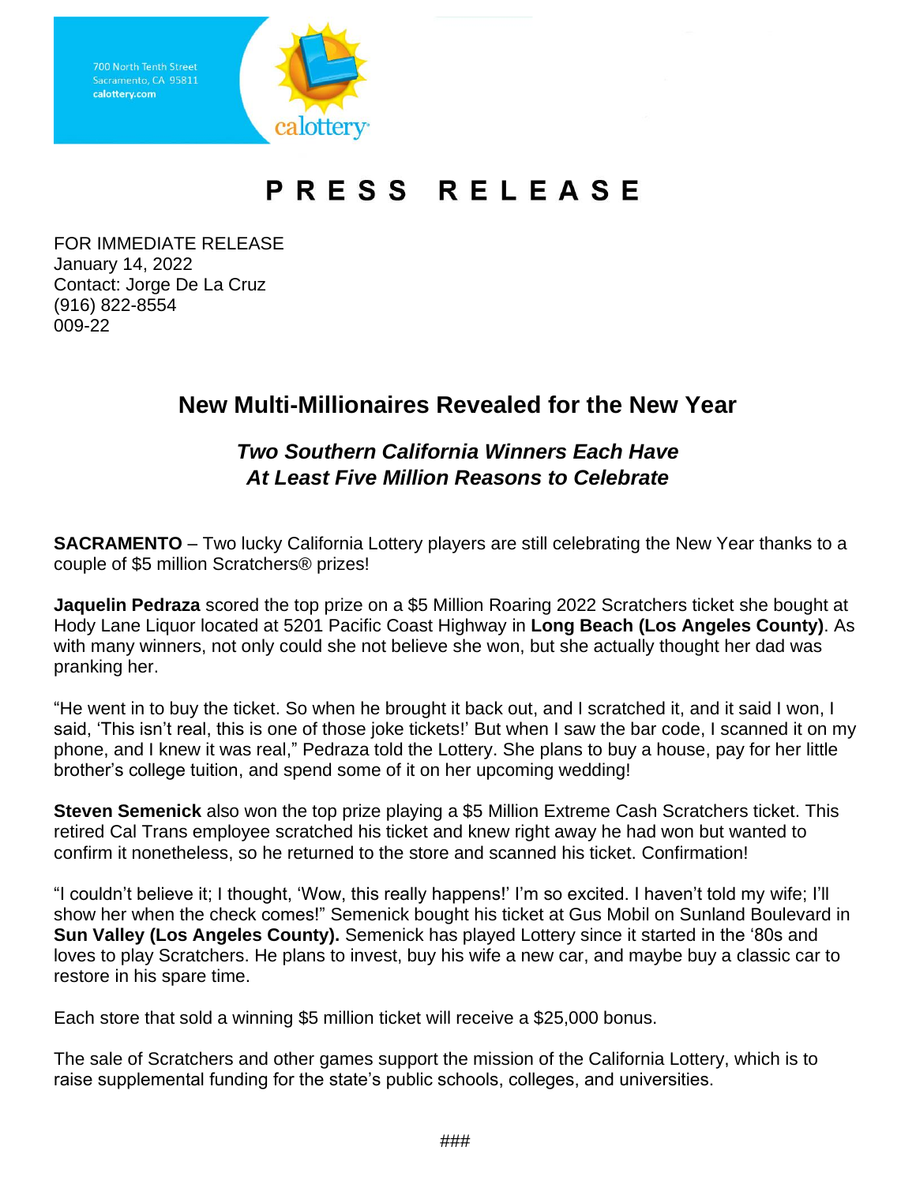700 North Tenth Street
Sacramento, CA 95811
calottery.com

calottery

# PRESS RELEASE

FOR IMMEDIATE RELEASE
January 14, 2022
Contact: Jorge De La Cruz
(916) 822-8554
009-22

## New Multi-Millionaires Revealed for the New Year

### *Two Southern California Winners Each Have At Least Five Million Reasons to Celebrate*

**SACRAMENTO** – Two lucky California Lottery players are still celebrating the New Year thanks to a couple of $5 million Scratchers® prizes!

**Jaquelin Pedraza** scored the top prize on a $5 Million Roaring 2022 Scratchers ticket she bought at Hody Lane Liquor located at 5201 Pacific Coast Highway in **Long Beach (Los Angeles County)**. As with many winners, not only could she not believe she won, but she actually thought her dad was pranking her.

"He went in to buy the ticket. So when he brought it back out, and I scratched it, and it said I won, I said, 'This isn't real, this is one of those joke tickets!' But when I saw the bar code, I scanned it on my phone, and I knew it was real," Pedraza told the Lottery. She plans to buy a house, pay for her little brother's college tuition, and spend some of it on her upcoming wedding!

**Steven Semenick** also won the top prize playing a $5 Million Extreme Cash Scratchers ticket. This retired Cal Trans employee scratched his ticket and knew right away he had won but wanted to confirm it nonetheless, so he returned to the store and scanned his ticket. Confirmation!

"I couldn't believe it; I thought, 'Wow, this really happens!' I'm so excited. I haven't told my wife; I'll show her when the check comes!" Semenick bought his ticket at Gus Mobil on Sunland Boulevard in **Sun Valley (Los Angeles County).** Semenick has played Lottery since it started in the '80s and loves to play Scratchers. He plans to invest, buy his wife a new car, and maybe buy a classic car to restore in his spare time.

Each store that sold a winning $5 million ticket will receive a $25,000 bonus.

The sale of Scratchers and other games support the mission of the California Lottery, which is to raise supplemental funding for the state's public schools, colleges, and universities.

###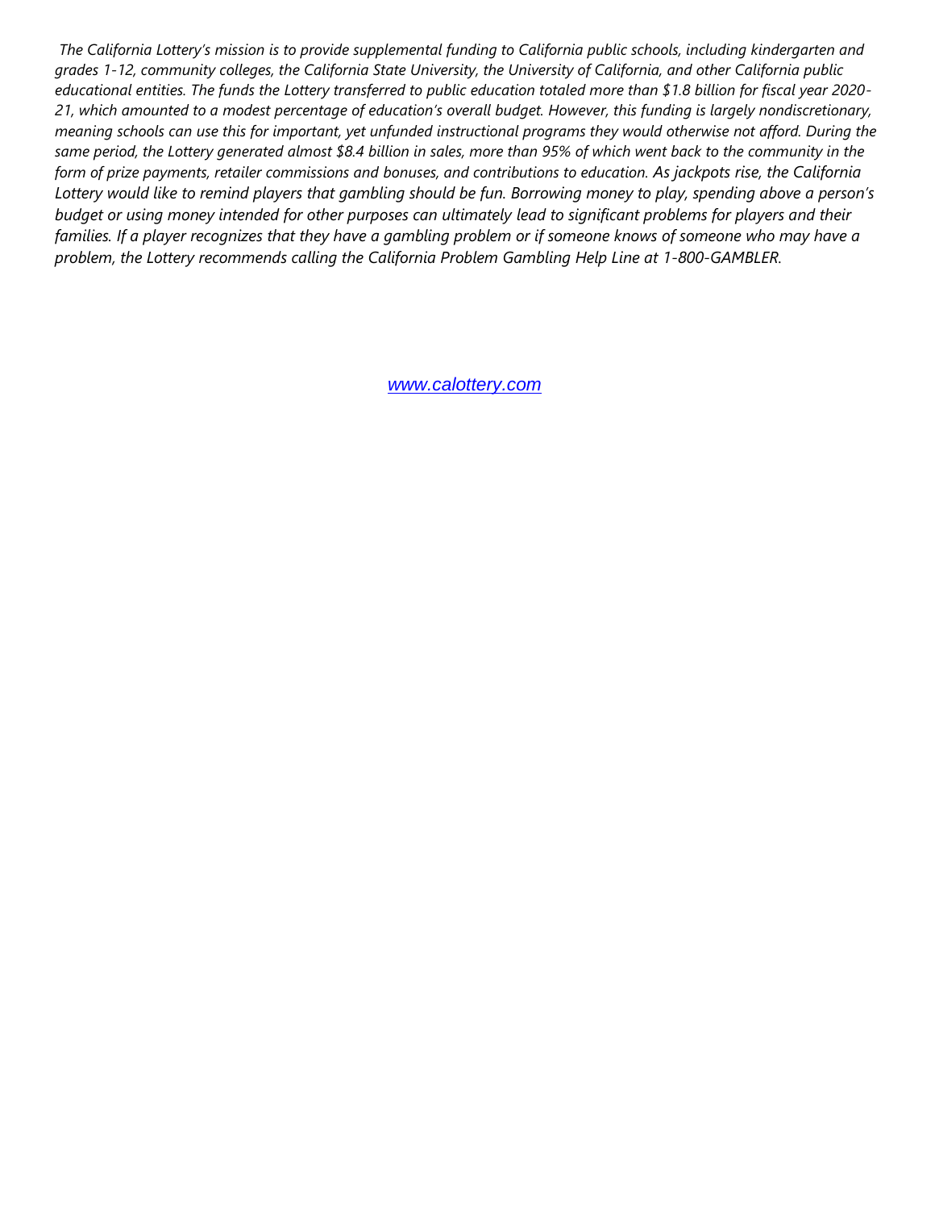*The California Lottery's mission is to provide supplemental funding to California public schools, including kindergarten and grades 1-12, community colleges, the California State University, the University of California, and other California public educational entities. The funds the Lottery transferred to public education totaled more than $1.8 billion for fiscal year 2020-21, which amounted to a modest percentage of education's overall budget. However, this funding is largely nondiscretionary, meaning schools can use this for important, yet unfunded instructional programs they would otherwise not afford. During the same period, the Lottery generated almost $8.4 billion in sales, more than 95% of which went back to the community in the form of prize payments, retailer commissions and bonuses, and contributions to education. As jackpots rise, the California Lottery would like to remind players that gambling should be fun. Borrowing money to play, spending above a person's budget or using money intended for other purposes can ultimately lead to significant problems for players and their families. If a player recognizes that they have a gambling problem or if someone knows of someone who may have a problem, the Lottery recommends calling the California Problem Gambling Help Line at 1-800-GAMBLER.*

www.calottery.com